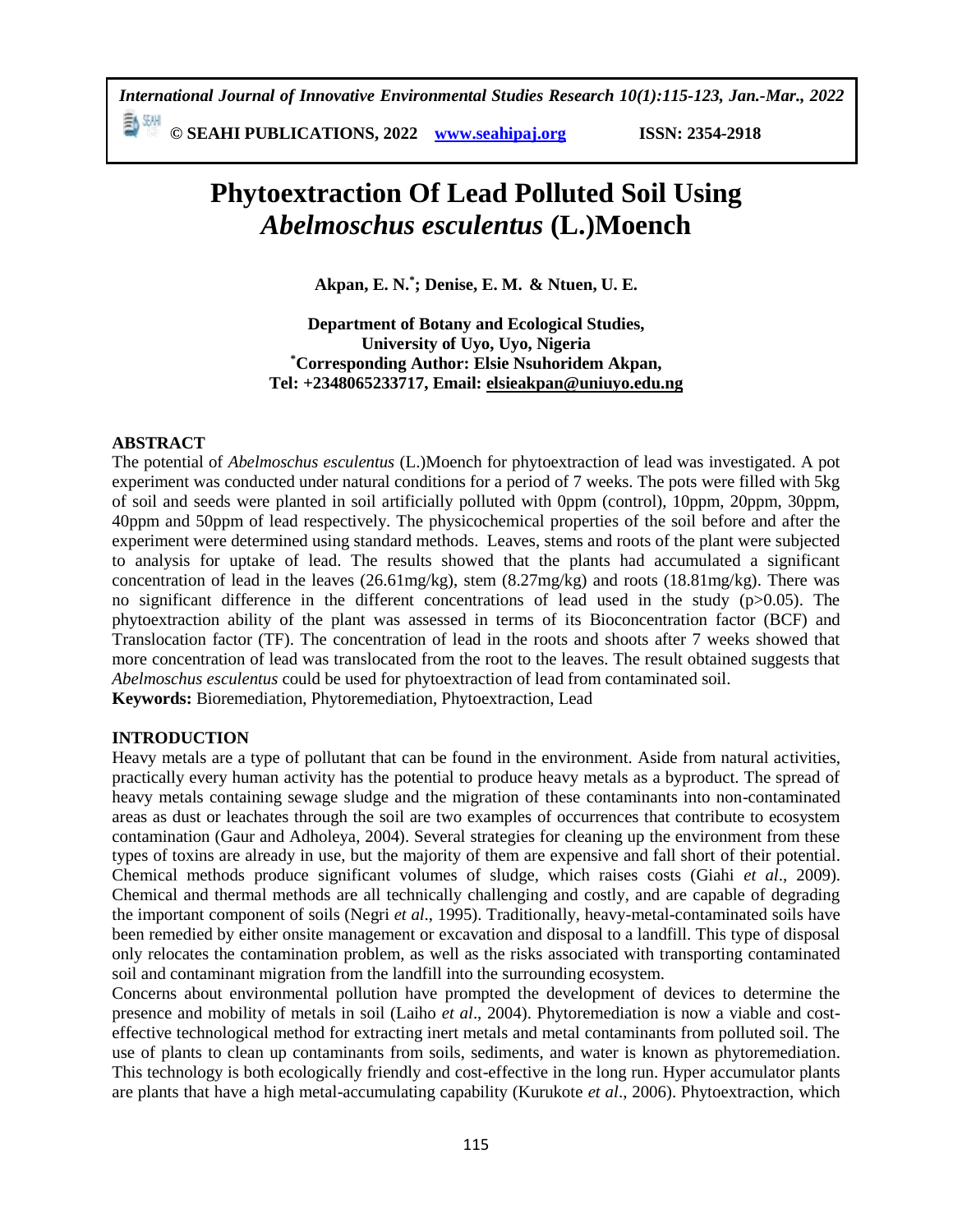# Phytoextraction Of Lead Polluted Soil Using *Abelmoschus esculentus* (L.)Moench

**Akpan, E. N.[*]; Denise, E. M. & Ntuen, U. E.**

**Department of Botany and Ecological Studies,**
**University of Uyo, Uyo, Nigeria**
**[*]Corresponding Author: Elsie Nsuhoridem Akpan,**
**Tel: +2348065233717, Email: elsieakpan@uniuyo.edu.ng**

## ABSTRACT

The potential of *Abelmoschus esculentus* (L.)Moench for phytoextraction of lead was investigated. A pot experiment was conducted under natural conditions for a period of 7 weeks. The pots were filled with 5kg of soil and seeds were planted in soil artificially polluted with 0ppm (control), 10ppm, 20ppm, 30ppm, 40ppm and 50ppm of lead respectively. The physicochemical properties of the soil before and after the experiment were determined using standard methods. Leaves, stems and roots of the plant were subjected to analysis for uptake of lead. The results showed that the plants had accumulated a significant concentration of lead in the leaves (26.61mg/kg), stem (8.27mg/kg) and roots (18.81mg/kg). There was no significant difference in the different concentrations of lead used in the study ($p>0.05$). The phytoextraction ability of the plant was assessed in terms of its Bioconcentration factor (BCF) and Translocation factor (TF). The concentration of lead in the roots and shoots after 7 weeks showed that more concentration of lead was translocated from the root to the leaves. The result obtained suggests that *Abelmoschus esculentus* could be used for phytoextraction of lead from contaminated soil.

**Keywords:** Bioremediation, Phytoremediation, Phytoextraction, Lead

## INTRODUCTION

Heavy metals are a type of pollutant that can be found in the environment. Aside from natural activities, practically every human activity has the potential to produce heavy metals as a byproduct. The spread of heavy metals containing sewage sludge and the migration of these contaminants into non-contaminated areas as dust or leachates through the soil are two examples of occurrences that contribute to ecosystem contamination (Gaur and Adholeya, 2004). Several strategies for cleaning up the environment from these types of toxins are already in use, but the majority of them are expensive and fall short of their potential. Chemical methods produce significant volumes of sludge, which raises costs (Giahi *et al*., 2009). Chemical and thermal methods are all technically challenging and costly, and are capable of degrading the important component of soils (Negri *et al*., 1995). Traditionally, heavy-metal-contaminated soils have been remedied by either onsite management or excavation and disposal to a landfill. This type of disposal only relocates the contamination problem, as well as the risks associated with transporting contaminated soil and contaminant migration from the landfill into the surrounding ecosystem.

Concerns about environmental pollution have prompted the development of devices to determine the presence and mobility of metals in soil (Laiho *et al*., 2004). Phytoremediation is now a viable and cost-effective technological method for extracting inert metals and metal contaminants from polluted soil. The use of plants to clean up contaminants from soils, sediments, and water is known as phytoremediation. This technology is both ecologically friendly and cost-effective in the long run. Hyper accumulator plants are plants that have a high metal-accumulating capability (Kurukote *et al*., 2006). Phytoextraction, which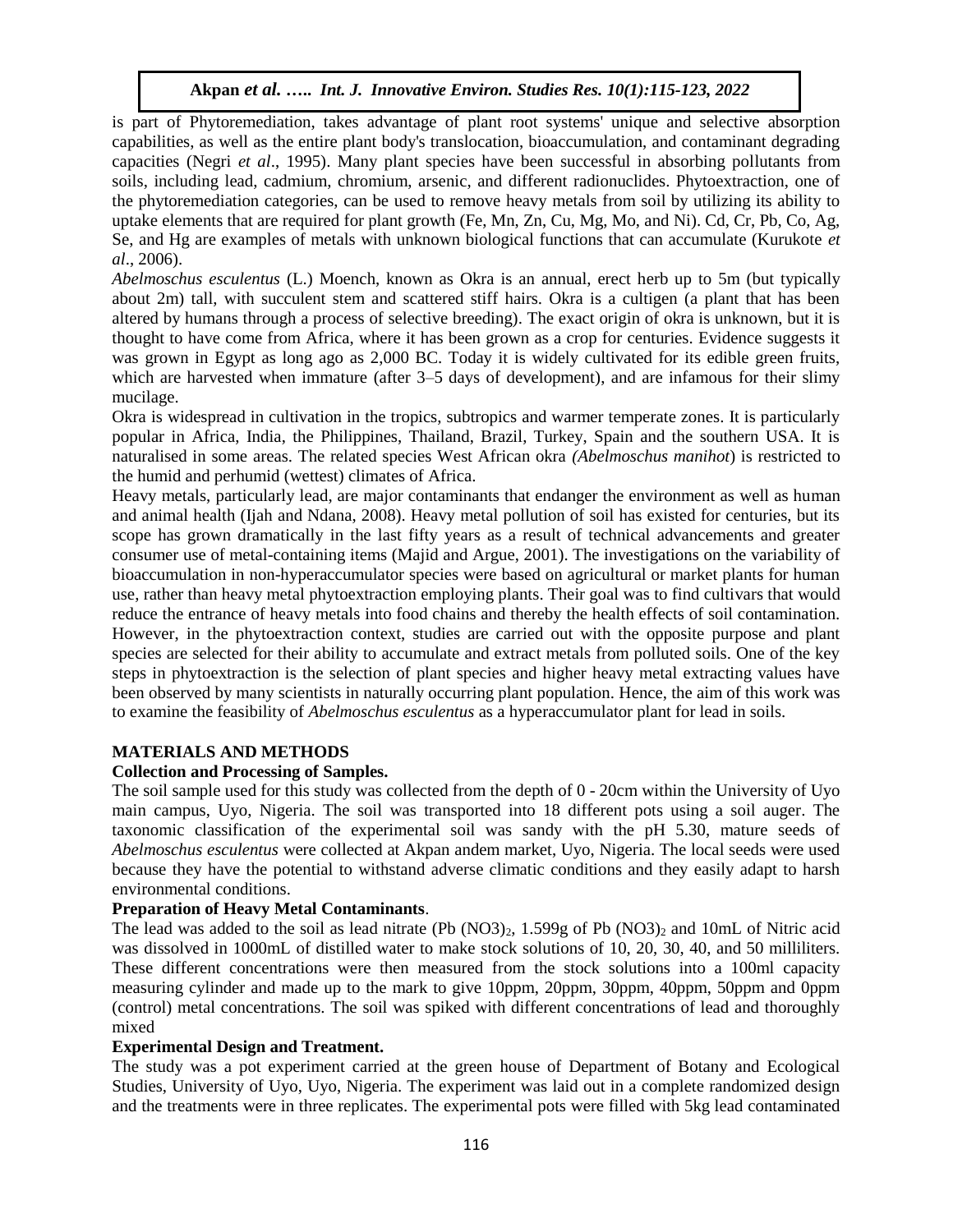is part of Phytoremediation, takes advantage of plant root systems' unique and selective absorption capabilities, as well as the entire plant body's translocation, bioaccumulation, and contaminant degrading capacities (Negri *et al*., 1995). Many plant species have been successful in absorbing pollutants from soils, including lead, cadmium, chromium, arsenic, and different radionuclides. Phytoextraction, one of the phytoremediation categories, can be used to remove heavy metals from soil by utilizing its ability to uptake elements that are required for plant growth (Fe, Mn, Zn, Cu, Mg, Mo, and Ni). Cd, Cr, Pb, Co, Ag, Se, and Hg are examples of metals with unknown biological functions that can accumulate (Kurukote *et al*., 2006).

*Abelmoschus esculentus* (L.) Moench, known as Okra is an annual, erect herb up to 5m (but typically about 2m) tall, with succulent stem and scattered stiff hairs. Okra is a cultigen (a plant that has been altered by humans through a process of selective breeding). The exact origin of okra is unknown, but it is thought to have come from Africa, where it has been grown as a crop for centuries. Evidence suggests it was grown in Egypt as long ago as 2,000 BC. Today it is widely cultivated for its edible green fruits, which are harvested when immature (after 3–5 days of development), and are infamous for their slimy mucilage.

Okra is widespread in cultivation in the tropics, subtropics and warmer temperate zones. It is particularly popular in Africa, India, the Philippines, Thailand, Brazil, Turkey, Spain and the southern USA. It is naturalised in some areas. The related species West African okra *(Abelmoschus manihot*) is restricted to the humid and perhumid (wettest) climates of Africa.

Heavy metals, particularly lead, are major contaminants that endanger the environment as well as human and animal health (Ijah and Ndana, 2008). Heavy metal pollution of soil has existed for centuries, but its scope has grown dramatically in the last fifty years as a result of technical advancements and greater consumer use of metal-containing items (Majid and Argue, 2001). The investigations on the variability of bioaccumulation in non-hyperaccumulator species were based on agricultural or market plants for human use, rather than heavy metal phytoextraction employing plants. Their goal was to find cultivars that would reduce the entrance of heavy metals into food chains and thereby the health effects of soil contamination. However, in the phytoextraction context, studies are carried out with the opposite purpose and plant species are selected for their ability to accumulate and extract metals from polluted soils. One of the key steps in phytoextraction is the selection of plant species and higher heavy metal extracting values have been observed by many scientists in naturally occurring plant population. Hence, the aim of this work was to examine the feasibility of *Abelmoschus esculentus* as a hyperaccumulator plant for lead in soils.

## MATERIALS AND METHODS

### Collection and Processing of Samples.

The soil sample used for this study was collected from the depth of 0 - 20cm within the University of Uyo main campus, Uyo, Nigeria. The soil was transported into 18 different pots using a soil auger. The taxonomic classification of the experimental soil was sandy with the pH 5.30, mature seeds of *Abelmoschus esculentus* were collected at Akpan andem market, Uyo, Nigeria. The local seeds were used because they have the potential to withstand adverse climatic conditions and they easily adapt to harsh environmental conditions.

### Preparation of Heavy Metal Contaminants.

The lead was added to the soil as lead nitrate ($Pb(NO3)_2$, 1.599g of $Pb(NO3)_2$ and 10mL of Nitric acid was dissolved in 1000mL of distilled water to make stock solutions of 10, 20, 30, 40, and 50 milliliters. These different concentrations were then measured from the stock solutions into a 100ml capacity measuring cylinder and made up to the mark to give 10ppm, 20ppm, 30ppm, 40ppm, 50ppm and 0ppm (control) metal concentrations. The soil was spiked with different concentrations of lead and thoroughly mixed

### Experimental Design and Treatment.

The study was a pot experiment carried at the green house of Department of Botany and Ecological Studies, University of Uyo, Uyo, Nigeria. The experiment was laid out in a complete randomized design and the treatments were in three replicates. The experimental pots were filled with 5kg lead contaminated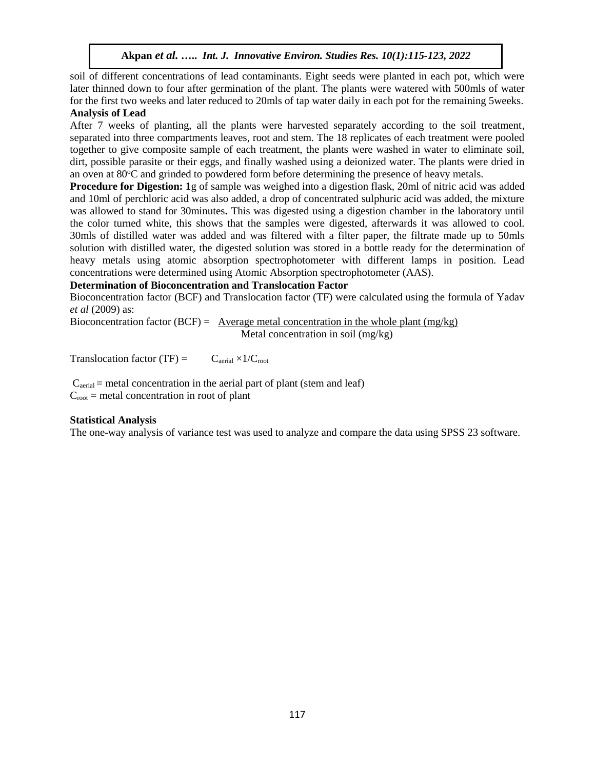soil of different concentrations of lead contaminants. Eight seeds were planted in each pot, which were later thinned down to four after germination of the plant. The plants were watered with 500mls of water for the first two weeks and later reduced to 20mls of tap water daily in each pot for the remaining 5weeks.

**Analysis of Lead**

After 7 weeks of planting, all the plants were harvested separately according to the soil treatment, separated into three compartments leaves, root and stem. The 18 replicates of each treatment were pooled together to give composite sample of each treatment, the plants were washed in water to eliminate soil, dirt, possible parasite or their eggs, and finally washed using a deionized water. The plants were dried in an oven at $80^{o}C$ and grinded to powdered form before determining the presence of heavy metals.

**Procedure for Digestion: 1**g of sample was weighed into a digestion flask, 20ml of nitric acid was added and 10ml of perchloric acid was also added, a drop of concentrated sulphuric acid was added, the mixture was allowed to stand for 30minutes**.** This was digested using a digestion chamber in the laboratory until the color turned white, this shows that the samples were digested, afterwards it was allowed to cool. 30mls of distilled water was added and was filtered with a filter paper, the filtrate made up to 50mls solution with distilled water, the digested solution was stored in a bottle ready for the determination of heavy metals using atomic absorption spectrophotometer with different lamps in position. Lead concentrations were determined using Atomic Absorption spectrophotometer (AAS).

**Determination of Bioconcentration and Translocation Factor**

Bioconcentration factor (BCF) and Translocation factor (TF) were calculated using the formula of Yadav *et al* (2009) as:

$$\text{Bioconcentration factor (BCF)} = \frac{\text{Average metal concentration in the whole plant (mg/kg)}}{\text{Metal concentration in soil (mg/kg)}}$$

$$\text{Translocation factor (TF)} = C_{aerial} \times 1/C_{root}$$

$C_{aerial}$ = metal concentration in the aerial part of plant (stem and leaf)

$C_{root}$ = metal concentration in root of plant

**Statistical Analysis**

The one-way analysis of variance test was used to analyze and compare the data using SPSS 23 software.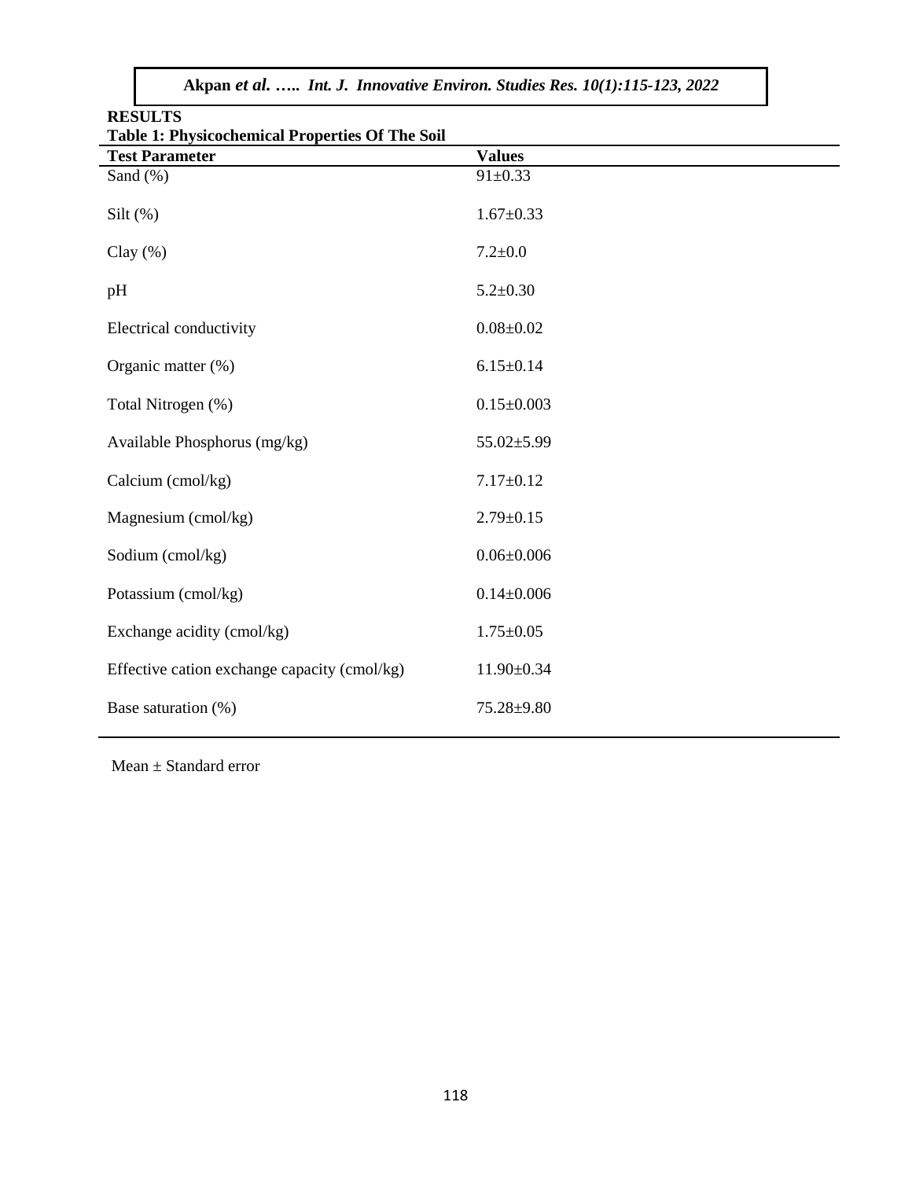## RESULTS

**Table 1: Physicochemical Properties Of The Soil**

| Test Parameter | Values |
|---|---|
| Sand (%) | 91±0.33 |
| Silt (%) | 1.67±0.33 |
| Clay (%) | 7.2±0.0 |
| pH | 5.2±0.30 |
| Electrical conductivity | 0.08±0.02 |
| Organic matter (%) | 6.15±0.14 |
| Total Nitrogen (%) | 0.15±0.003 |
| Available Phosphorus (mg/kg) | 55.02±5.99 |
| Calcium (cmol/kg) | 7.17±0.12 |
| Magnesium (cmol/kg) | 2.79±0.15 |
| Sodium (cmol/kg) | 0.06±0.006 |
| Potassium (cmol/kg) | 0.14±0.006 |
| Exchange acidity (cmol/kg) | 1.75±0.05 |
| Effective cation exchange capacity (cmol/kg) | 11.90±0.34 |
| Base saturation (%) | 75.28±9.80 |

Mean ± Standard error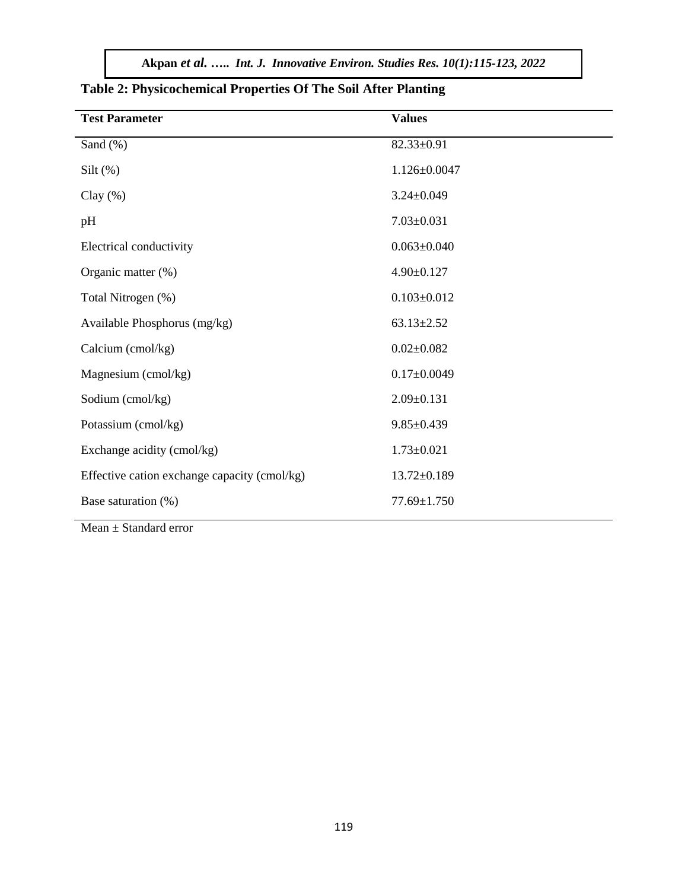**Table 2: Physicochemical Properties Of The Soil After Planting**

| Test Parameter | Values |
|---|---|
| Sand (%) | 82.33±0.91 |
| Silt (%) | 1.126±0.0047 |
| Clay (%) | 3.24±0.049 |
| pH | 7.03±0.031 |
| Electrical conductivity | 0.063±0.040 |
| Organic matter (%) | 4.90±0.127 |
| Total Nitrogen (%) | 0.103±0.012 |
| Available Phosphorus (mg/kg) | 63.13±2.52 |
| Calcium (cmol/kg) | 0.02±0.082 |
| Magnesium (cmol/kg) | 0.17±0.0049 |
| Sodium (cmol/kg) | 2.09±0.131 |
| Potassium (cmol/kg) | 9.85±0.439 |
| Exchange acidity (cmol/kg) | 1.73±0.021 |
| Effective cation exchange capacity (cmol/kg) | 13.72±0.189 |
| Base saturation (%) | 77.69±1.750 |

Mean ± Standard error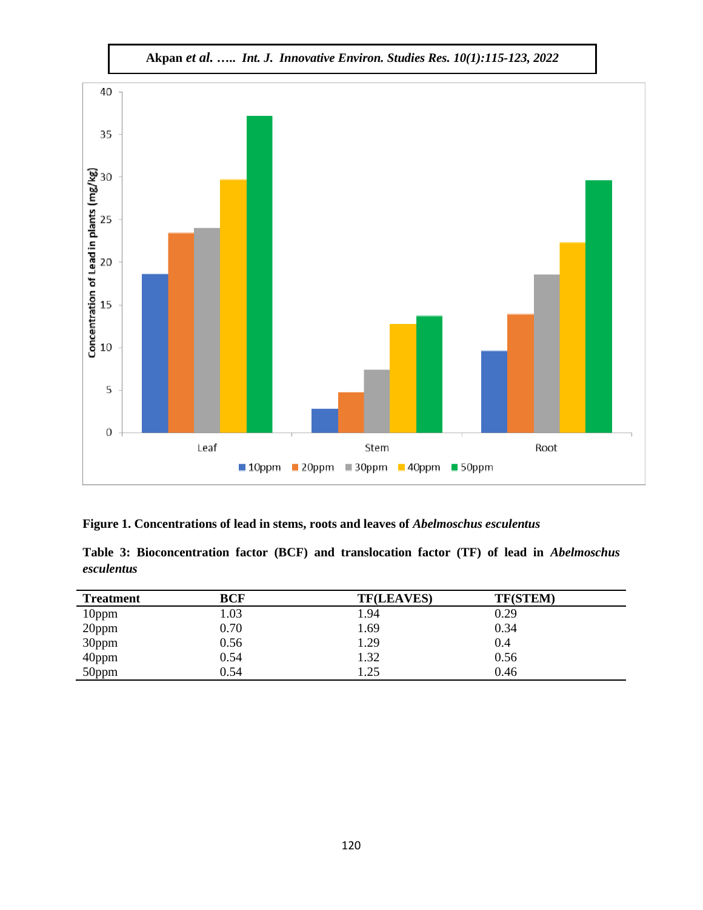**Figure 1. Concentrations of lead in stems, roots and leaves of *Abelmoschus esculentus***

**Table 3: Bioconcentration factor (BCF) and translocation factor (TF) of lead in *Abelmoschus esculentus***

| Treatment | BCF | TF(LEAVES) | TF(STEM) |
|---|---|---|---|
| 10ppm | 1.03 | 1.94 | 0.29 |
| 20ppm | 0.70 | 1.69 | 0.34 |
| 30ppm | 0.56 | 1.29 | 0.4 |
| 40ppm | 0.54 | 1.32 | 0.56 |
| 50ppm | 0.54 | 1.25 | 0.46 |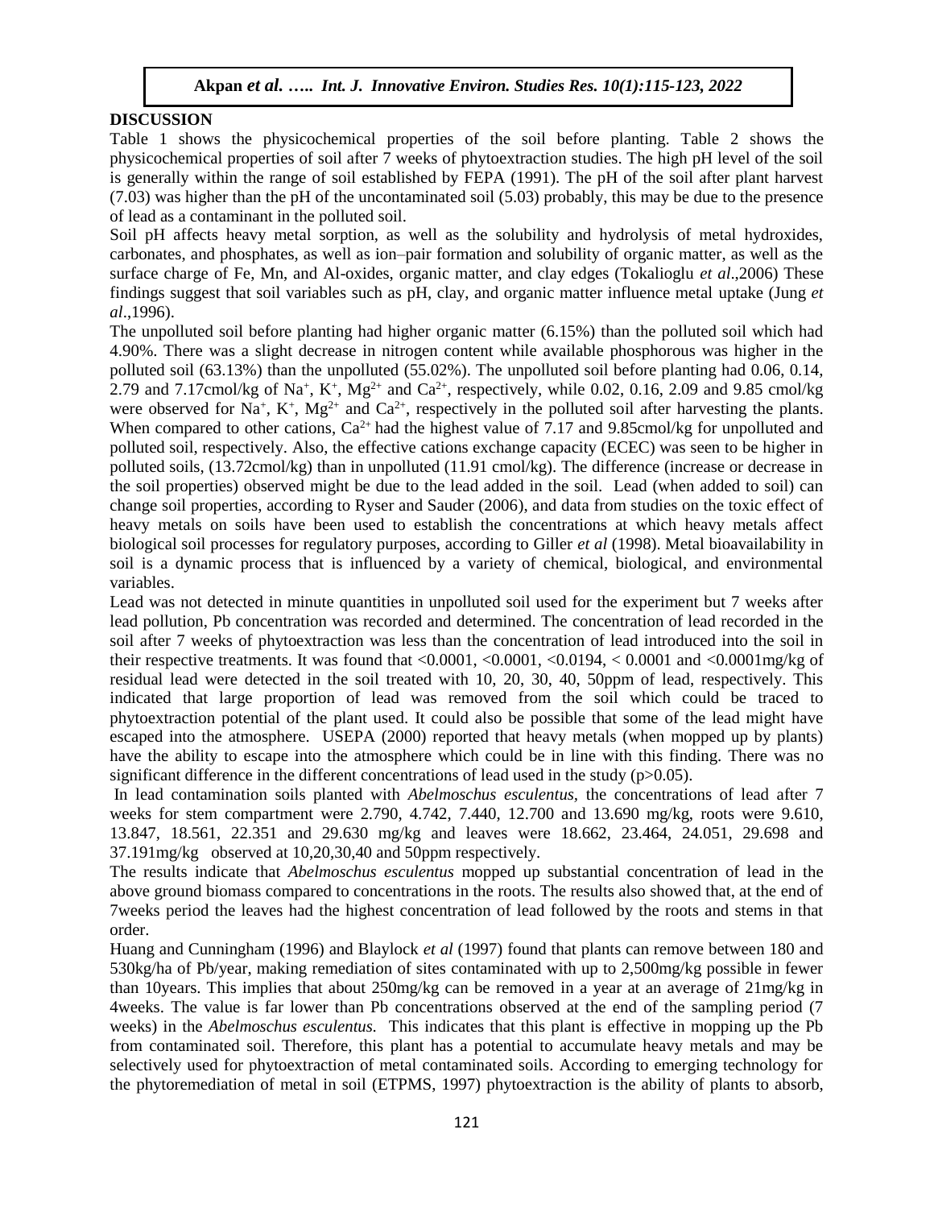## DISCUSSION

Table 1 shows the physicochemical properties of the soil before planting. Table 2 shows the physicochemical properties of soil after 7 weeks of phytoextraction studies. The high pH level of the soil is generally within the range of soil established by FEPA (1991). The pH of the soil after plant harvest (7.03) was higher than the pH of the uncontaminated soil (5.03) probably, this may be due to the presence of lead as a contaminant in the polluted soil.

Soil pH affects heavy metal sorption, as well as the solubility and hydrolysis of metal hydroxides, carbonates, and phosphates, as well as ion–pair formation and solubility of organic matter, as well as the surface charge of Fe, Mn, and Al-oxides, organic matter, and clay edges (Tokalioglu *et al*.,2006) These findings suggest that soil variables such as pH, clay, and organic matter influence metal uptake (Jung *et al*.,1996).

The unpolluted soil before planting had higher organic matter (6.15%) than the polluted soil which had 4.90%. There was a slight decrease in nitrogen content while available phosphorous was higher in the polluted soil (63.13%) than the unpolluted (55.02%). The unpolluted soil before planting had 0.06, 0.14, 2.79 and 7.17cmol/kg of $Na^+$, $K^+$, $Mg^{2+}$ and $Ca^{2+}$, respectively, while 0.02, 0.16, 2.09 and 9.85 cmol/kg were observed for $Na^+$, $K^+$, $Mg^{2+}$ and $Ca^{2+}$, respectively in the polluted soil after harvesting the plants. When compared to other cations, $Ca^{2+}$ had the highest value of 7.17 and 9.85cmol/kg for unpolluted and polluted soil, respectively. Also, the effective cations exchange capacity (ECEC) was seen to be higher in polluted soils, (13.72cmol/kg) than in unpolluted (11.91 cmol/kg). The difference (increase or decrease in the soil properties) observed might be due to the lead added in the soil. Lead (when added to soil) can change soil properties, according to Ryser and Sauder (2006), and data from studies on the toxic effect of heavy metals on soils have been used to establish the concentrations at which heavy metals affect biological soil processes for regulatory purposes, according to Giller *et al* (1998). Metal bioavailability in soil is a dynamic process that is influenced by a variety of chemical, biological, and environmental variables.

Lead was not detected in minute quantities in unpolluted soil used for the experiment but 7 weeks after lead pollution, Pb concentration was recorded and determined. The concentration of lead recorded in the soil after 7 weeks of phytoextraction was less than the concentration of lead introduced into the soil in their respective treatments. It was found that <0.0001, <0.0001, <0.0194, < 0.0001 and <0.0001mg/kg of residual lead were detected in the soil treated with 10, 20, 30, 40, 50ppm of lead, respectively. This indicated that large proportion of lead was removed from the soil which could be traced to phytoextraction potential of the plant used. It could also be possible that some of the lead might have escaped into the atmosphere. USEPA (2000) reported that heavy metals (when mopped up by plants) have the ability to escape into the atmosphere which could be in line with this finding. There was no significant difference in the different concentrations of lead used in the study ($p>0.05$).

In lead contamination soils planted with *Abelmoschus esculentus*, the concentrations of lead after 7 weeks for stem compartment were 2.790, 4.742, 7.440, 12.700 and 13.690 mg/kg, roots were 9.610, 13.847, 18.561, 22.351 and 29.630 mg/kg and leaves were 18.662, 23.464, 24.051, 29.698 and 37.191mg/kg observed at 10,20,30,40 and 50ppm respectively.

The results indicate that *Abelmoschus esculentus* mopped up substantial concentration of lead in the above ground biomass compared to concentrations in the roots. The results also showed that, at the end of 7weeks period the leaves had the highest concentration of lead followed by the roots and stems in that order.

Huang and Cunningham (1996) and Blaylock *et al* (1997) found that plants can remove between 180 and 530kg/ha of Pb/year, making remediation of sites contaminated with up to 2,500mg/kg possible in fewer than 10years. This implies that about 250mg/kg can be removed in a year at an average of 21mg/kg in 4weeks. The value is far lower than Pb concentrations observed at the end of the sampling period (7 weeks) in the *Abelmoschus esculentus.* This indicates that this plant is effective in mopping up the Pb from contaminated soil. Therefore, this plant has a potential to accumulate heavy metals and may be selectively used for phytoextraction of metal contaminated soils. According to emerging technology for the phytoremediation of metal in soil (ETPMS, 1997) phytoextraction is the ability of plants to absorb,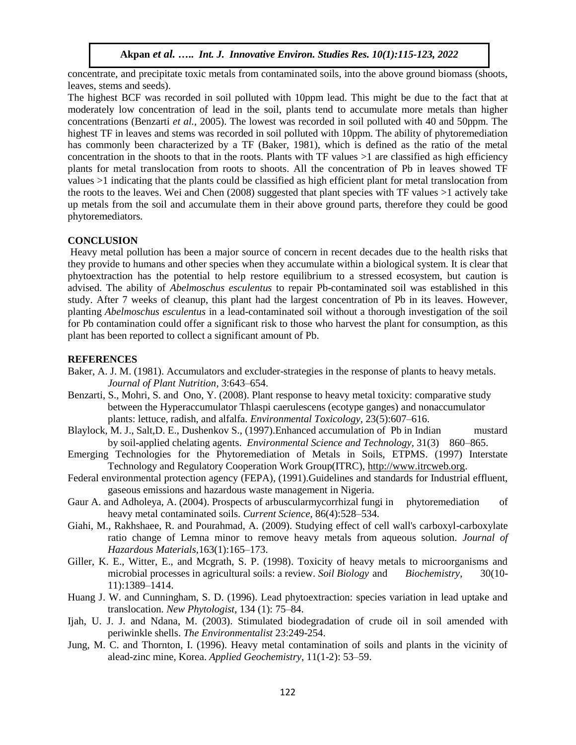concentrate, and precipitate toxic metals from contaminated soils, into the above ground biomass (shoots, leaves, stems and seeds).

The highest BCF was recorded in soil polluted with 10ppm lead. This might be due to the fact that at moderately low concentration of lead in the soil, plants tend to accumulate more metals than higher concentrations (Benzarti *et al.,* 2005). The lowest was recorded in soil polluted with 40 and 50ppm. The highest TF in leaves and stems was recorded in soil polluted with 10ppm. The ability of phytoremediation has commonly been characterized by a TF (Baker, 1981), which is defined as the ratio of the metal concentration in the shoots to that in the roots. Plants with TF values >1 are classified as high efficiency plants for metal translocation from roots to shoots. All the concentration of Pb in leaves showed TF values >1 indicating that the plants could be classified as high efficient plant for metal translocation from the roots to the leaves. Wei and Chen (2008) suggested that plant species with TF values >1 actively take up metals from the soil and accumulate them in their above ground parts, therefore they could be good phytoremediators.

## CONCLUSION

Heavy metal pollution has been a major source of concern in recent decades due to the health risks that they provide to humans and other species when they accumulate within a biological system. It is clear that phytoextraction has the potential to help restore equilibrium to a stressed ecosystem, but caution is advised. The ability of *Abelmoschus esculentus* to repair Pb-contaminated soil was established in this study. After 7 weeks of cleanup, this plant had the largest concentration of Pb in its leaves. However, planting *Abelmoschus esculentus* in a lead-contaminated soil without a thorough investigation of the soil for Pb contamination could offer a significant risk to those who harvest the plant for consumption, as this plant has been reported to collect a significant amount of Pb.

## REFERENCES

Baker, A. J. M. (1981). Accumulators and excluder-strategies in the response of plants to heavy metals. *Journal of Plant Nutrition*, 3:643–654.

Benzarti, S., Mohri, S. and Ono, Y. (2008). Plant response to heavy metal toxicity: comparative study between the Hyperaccumulator Thlaspi caerulescens (ecotype ganges) and nonaccumulator plants: lettuce, radish, and alfalfa. *Environmental Toxicology*, 23(5):607–616.

Blaylock, M. J., Salt,D. E., Dushenkov S., (1997).Enhanced accumulation of Pb in Indian mustard by soil-applied chelating agents. *Environmental Science and Technology*, 31(3) 860–865.

Emerging Technologies for the Phytoremediation of Metals in Soils, ETPMS. (1997) Interstate Technology and Regulatory Cooperation Work Group(ITRC), http://www.itrcweb.org.

Federal environmental protection agency (FEPA), (1991).Guidelines and standards for Industrial effluent, gaseous emissions and hazardous waste management in Nigeria.

Gaur A. and Adholeya, A. (2004). Prospects of arbuscularmycorrhizal fungi in phytoremediation of heavy metal contaminated soils. *Current Science*, 86(4):528–534.

Giahi, M., Rakhshaee, R. and Pourahmad, A. (2009). Studying effect of cell wall's carboxyl-carboxylate ratio change of Lemna minor to remove heavy metals from aqueous solution. *Journal of Hazardous Materials*,163(1):165–173.

Giller, K. E., Witter, E., and Mcgrath, S. P. (1998). Toxicity of heavy metals to microorganisms and microbial processes in agricultural soils: a review. *Soil Biology* and *Biochemistry*, 30(10-11):1389–1414.

Huang J. W. and Cunningham, S. D. (1996). Lead phytoextraction: species variation in lead uptake and translocation. *New Phytologist*, 134 (1): 75–84.

Ijah, U. J. J. and Ndana, M. (2003). Stimulated biodegradation of crude oil in soil amended with periwinkle shells. *The Environmentalist* 23:249-254.

Jung, M. C. and Thornton, I. (1996). Heavy metal contamination of soils and plants in the vicinity of alead-zinc mine, Korea. *Applied Geochemistry*, 11(1-2): 53–59.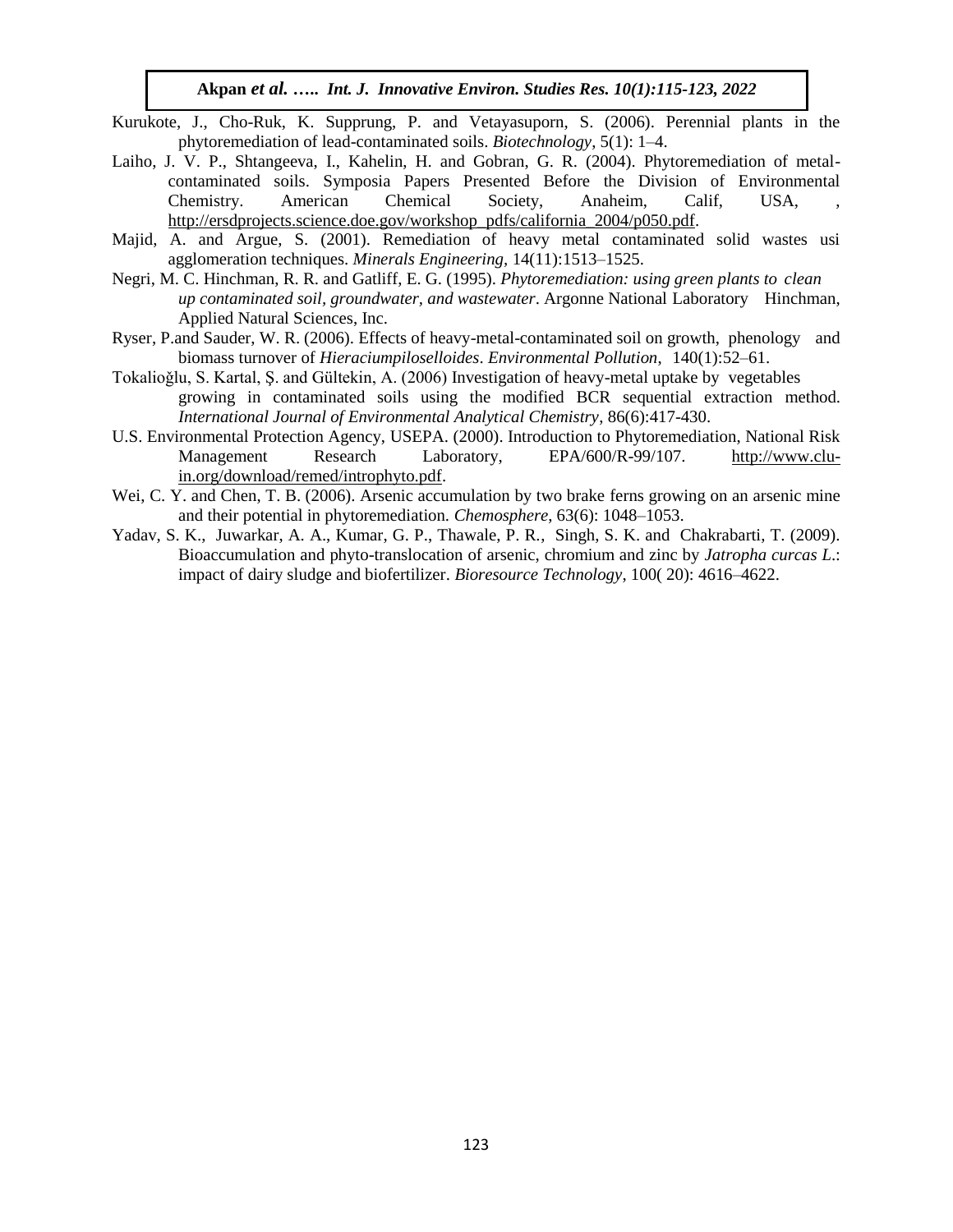Kurukote, J., Cho-Ruk, K. Supprung, P. and Vetayasuporn, S. (2006). Perennial plants in the phytoremediation of lead-contaminated soils. *Biotechnology*, 5(1): 1–4.

Laiho, J. V. P., Shtangeeva, I., Kahelin, H. and Gobran, G. R. (2004). Phytoremediation of metal-contaminated soils. Symposia Papers Presented Before the Division of Environmental Chemistry. American Chemical Society, Anaheim, Calif, USA, , http://ersdprojects.science.doe.gov/workshop_pdfs/california_2004/p050.pdf.

Majid, A. and Argue, S. (2001). Remediation of heavy metal contaminated solid wastes usi agglomeration techniques. *Minerals Engineering*, 14(11):1513–1525.

Negri, M. C. Hinchman, R. R. and Gatliff, E. G. (1995). *Phytoremediation: using green plants to clean up contaminated soil, groundwater, and wastewater*. Argonne National Laboratory Hinchman, Applied Natural Sciences, Inc.

Ryser, P.and Sauder, W. R. (2006). Effects of heavy-metal-contaminated soil on growth, phenology and biomass turnover of *Hieraciumpiloselloides*. *Environmental Pollution*, 140(1):52–61.

Tokalioğlu, S. Kartal, Ş. and Gültekin, A. (2006) Investigation of heavy-metal uptake by vegetables growing in contaminated soils using the modified BCR sequential extraction method. *International Journal of Environmental Analytical Chemistry*, 86(6):417-430.

U.S. Environmental Protection Agency, USEPA. (2000). Introduction to Phytoremediation, National Risk Management Research Laboratory, EPA/600/R-99/107. http://www.clu-in.org/download/remed/introphyto.pdf.

Wei, C. Y. and Chen, T. B. (2006). Arsenic accumulation by two brake ferns growing on an arsenic mine and their potential in phytoremediation. *Chemosphere*, 63(6): 1048–1053.

Yadav, S. K., Juwarkar, A. A., Kumar, G. P., Thawale, P. R., Singh, S. K. and Chakrabarti, T. (2009). Bioaccumulation and phyto-translocation of arsenic, chromium and zinc by *Jatropha curcas L.*: impact of dairy sludge and biofertilizer. *Bioresource Technology*, 100( 20): 4616–4622.